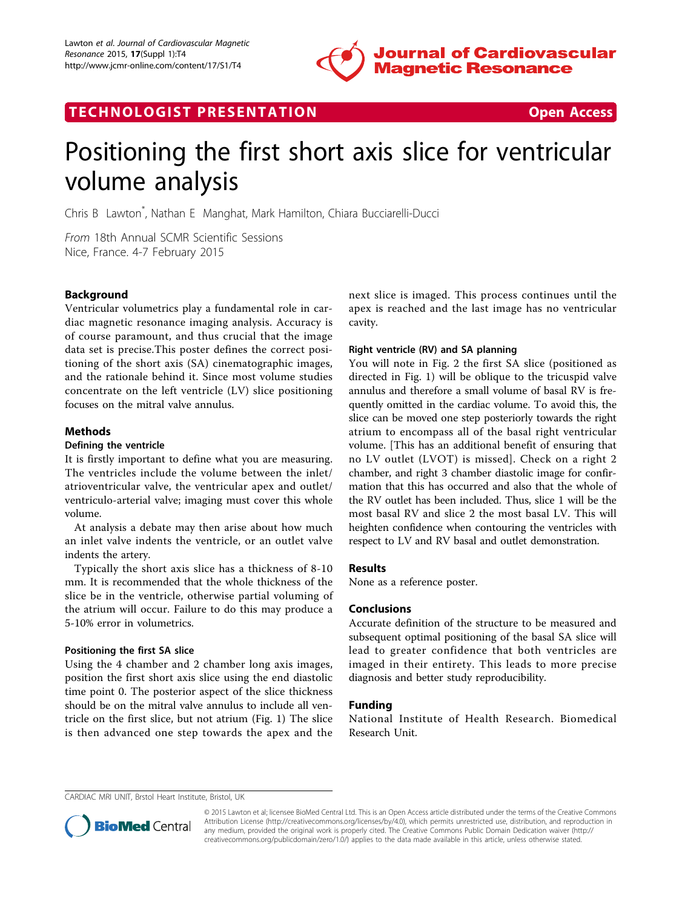TECHNOLOGIST PRESENTATION Open Access

# Positioning the first short axis slice for ventricular volume analysis

Chris B Lawton*, Nathan E Manghat, Mark Hamilton, Chiara Bucciarelli-Ducci

*From* 18th Annual SCMR Scientific Sessions
Nice, France. 4-7 February 2015

## Background

Ventricular volumetrics play a fundamental role in cardiac magnetic resonance imaging analysis. Accuracy is of course paramount, and thus crucial that the image data set is precise.This poster defines the correct positioning of the short axis (SA) cinematographic images, and the rationale behind it. Since most volume studies concentrate on the left ventricle (LV) slice positioning focuses on the mitral valve annulus.

## Methods

### Defining the ventricle

It is firstly important to define what you are measuring. The ventricles include the volume between the inlet/atrioventricular valve, the ventricular apex and outlet/ventriculo-arterial valve; imaging must cover this whole volume.

At analysis a debate may then arise about how much an inlet valve indents the ventricle, or an outlet valve indents the artery.

Typically the short axis slice has a thickness of 8-10 mm. It is recommended that the whole thickness of the slice be in the ventricle, otherwise partial voluming of the atrium will occur. Failure to do this may produce a 5-10% error in volumetrics.

### Positioning the first SA slice

Using the 4 chamber and 2 chamber long axis images, position the first short axis slice using the end diastolic time point 0. The posterior aspect of the slice thickness should be on the mitral valve annulus to include all ventricle on the first slice, but not atrium (Fig. 1) The slice is then advanced one step towards the apex and the next slice is imaged. This process continues until the apex is reached and the last image has no ventricular cavity.

### Right ventricle (RV) and SA planning

You will note in Fig. 2 the first SA slice (positioned as directed in Fig. 1) will be oblique to the tricuspid valve annulus and therefore a small volume of basal RV is frequently omitted in the cardiac volume. To avoid this, the slice can be moved one step posteriorly towards the right atrium to encompass all of the basal right ventricular volume. [This has an additional benefit of ensuring that no LV outlet (LVOT) is missed]. Check on a right 2 chamber, and right 3 chamber diastolic image for confirmation that this has occurred and also that the whole of the RV outlet has been included. Thus, slice 1 will be the most basal RV and slice 2 the most basal LV. This will heighten confidence when contouring the ventricles with respect to LV and RV basal and outlet demonstration.

## Results

None as a reference poster.

## Conclusions

Accurate definition of the structure to be measured and subsequent optimal positioning of the basal SA slice will lead to greater confidence that both ventricles are imaged in their entirety. This leads to more precise diagnosis and better study reproducibility.

## Funding

National Institute of Health Research. Biomedical Research Unit.

CARDIAC MRI UNIT, Brstol Heart Institute, Bristol, UK

© 2015 Lawton et al; licensee BioMed Central Ltd. This is an Open Access article distributed under the terms of the Creative Commons Attribution License (http://creativecommons.org/licenses/by/4.0), which permits unrestricted use, distribution, and reproduction in any medium, provided the original work is properly cited. The Creative Commons Public Domain Dedication waiver (http://creativecommons.org/publicdomain/zero/1.0/) applies to the data made available in this article, unless otherwise stated.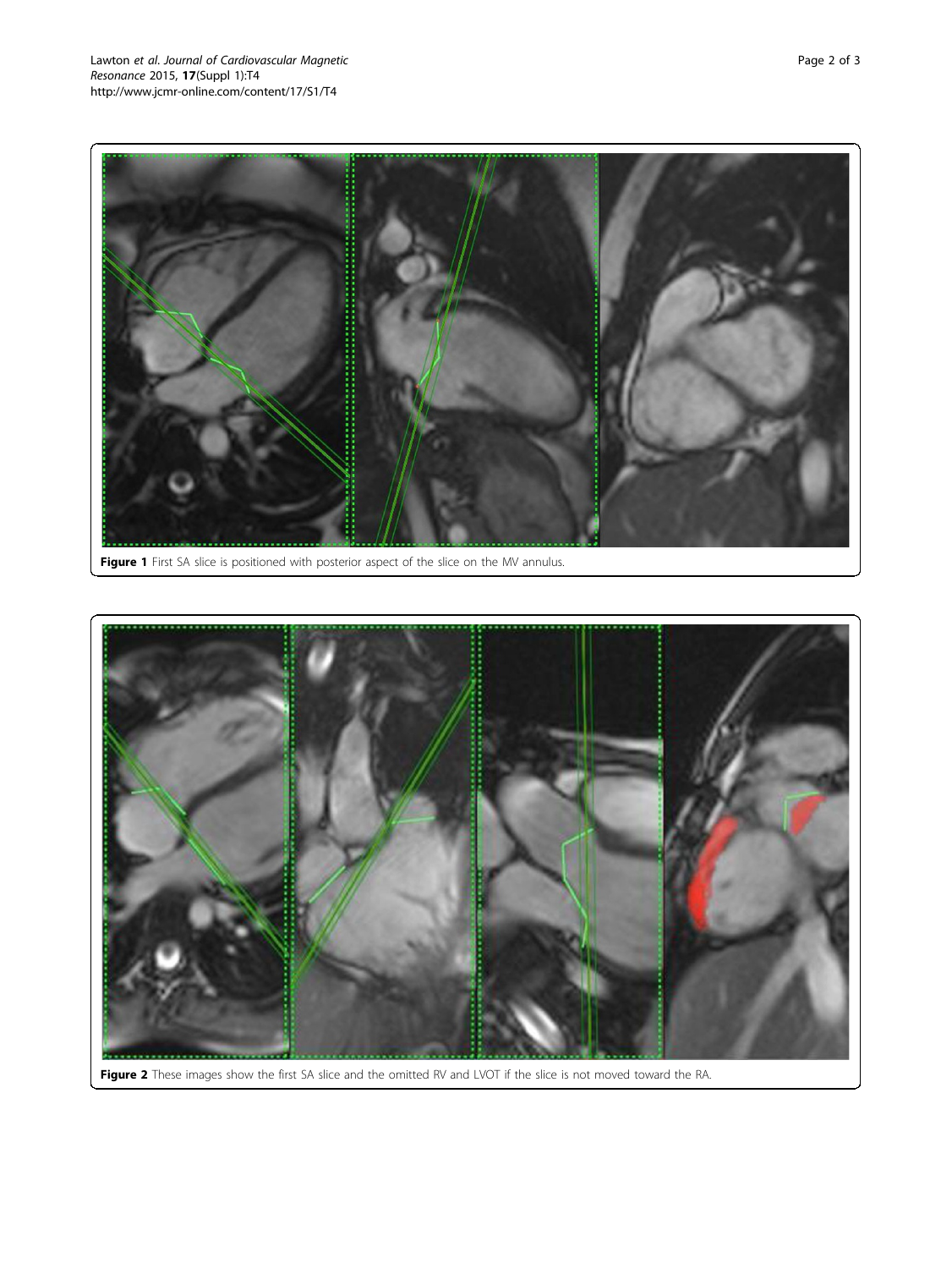**Figure 1** First SA slice is positioned with posterior aspect of the slice on the MV annulus.

**Figure 2** These images show the first SA slice and the omitted RV and LVOT if the slice is not moved toward the RA.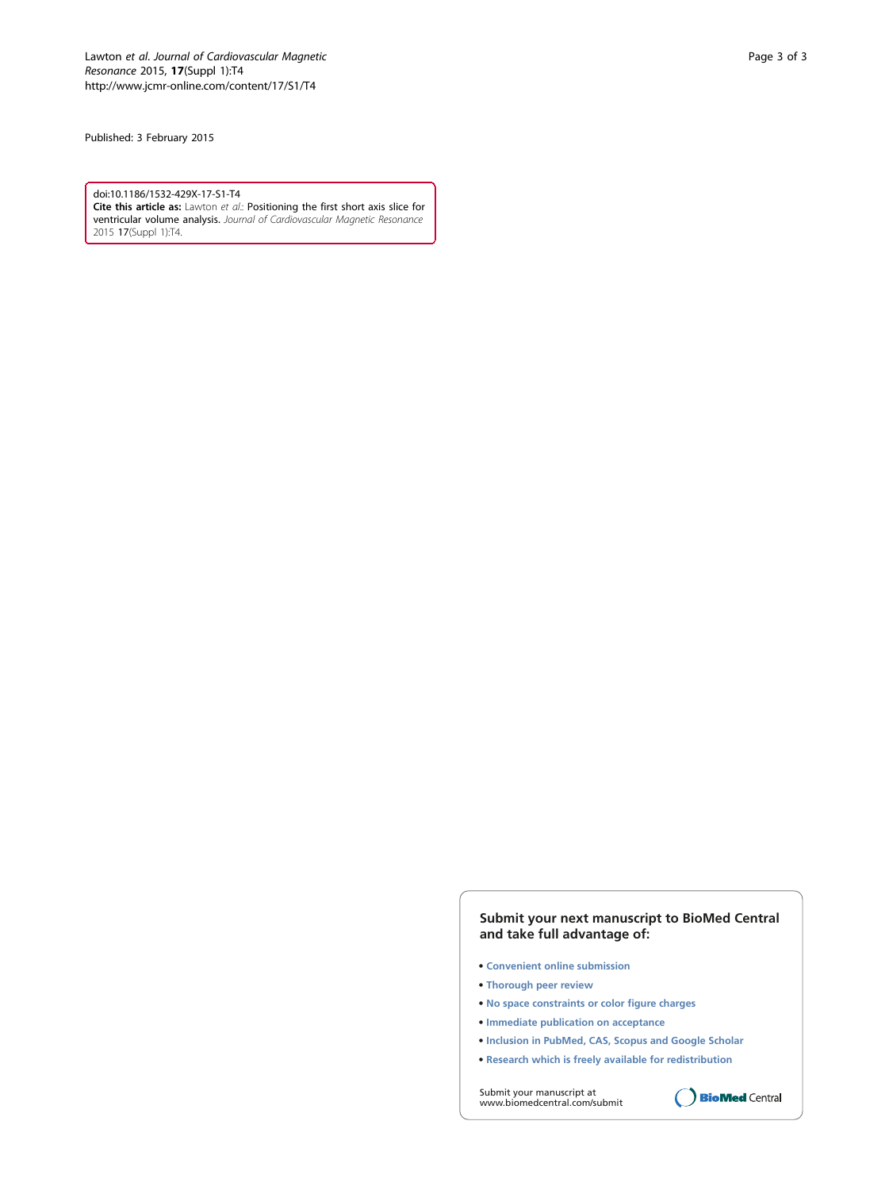Published: 3 February 2015

doi:10.1186/1532-429X-17-S1-T4
**Cite this article as:** Lawton *et al.*: Positioning the first short axis slice for ventricular volume analysis. *Journal of Cardiovascular Magnetic Resonance* 2015 **17**(Suppl 1):T4.

**Submit your next manuscript to BioMed Central and take full advantage of:**

- **Convenient online submission**
- **Thorough peer review**
- **No space constraints or color figure charges**
- **Immediate publication on acceptance**
- **Inclusion in PubMed, CAS, Scopus and Google Scholar**
- **Research which is freely available for redistribution**

Submit your manuscript at
www.biomedcentral.com/submit

BioMed Central